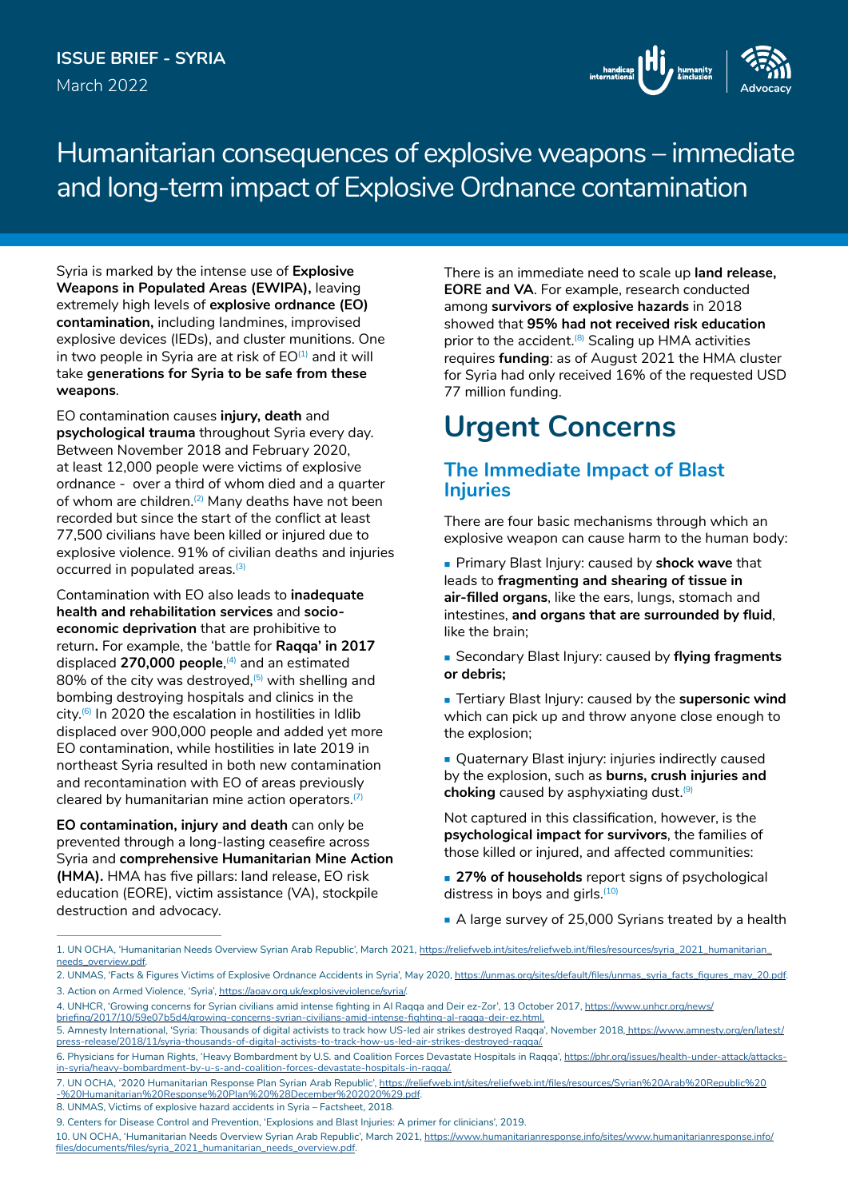ISSUE BRIEF - SYRIA

March 2022

# Humanitarian consequences of explosive weapons – immediate and long-term impact of Explosive Ordnance contamination

Syria is marked by the intense use of **Explosive Weapons in Populated Areas (EWIPA),** leaving extremely high levels of **explosive ordnance (EO) contamination,** including landmines, improvised explosive devices (IEDs), and cluster munitions. One in two people in Syria are at risk of EO[1] and it will take **generations for Syria to be safe from these weapons**.

EO contamination causes **injury, death** and **psychological trauma** throughout Syria every day. Between November 2018 and February 2020, at least 12,000 people were victims of explosive ordnance - over a third of whom died and a quarter of whom are children.[2] Many deaths have not been recorded but since the start of the conflict at least 77,500 civilians have been killed or injured due to explosive violence. 91% of civilian deaths and injuries occurred in populated areas.[3]

Contamination with EO also leads to **inadequate health and rehabilitation services** and **socio-economic deprivation** that are prohibitive to return**.** For example, the 'battle for **Raqqa' in 2017** displaced **270,000 people**,[4] and an estimated 80% of the city was destroyed,[5] with shelling and bombing destroying hospitals and clinics in the city.[6] In 2020 the escalation in hostilities in Idlib displaced over 900,000 people and added yet more EO contamination, while hostilities in late 2019 in northeast Syria resulted in both new contamination and recontamination with EO of areas previously cleared by humanitarian mine action operators.[7]

**EO contamination, injury and death** can only be prevented through a long-lasting ceasefire across Syria and **comprehensive Humanitarian Mine Action (HMA).** HMA has five pillars: land release, EO risk education (EORE), victim assistance (VA), stockpile destruction and advocacy.

There is an immediate need to scale up **land release, EORE and VA**. For example, research conducted among **survivors of explosive hazards** in 2018 showed that **95% had not received risk education** prior to the accident.[8] Scaling up HMA activities requires **funding**: as of August 2021 the HMA cluster for Syria had only received 16% of the requested USD 77 million funding.

# Urgent Concerns

## The Immediate Impact of Blast Injuries

There are four basic mechanisms through which an explosive weapon can cause harm to the human body:

- Primary Blast Injury: caused by **shock wave** that leads to **fragmenting and shearing of tissue in air-filled organs**, like the ears, lungs, stomach and intestines, **and organs that are surrounded by fluid**, like the brain;
- Secondary Blast Injury: caused by **flying fragments or debris;**
- Tertiary Blast Injury: caused by the **supersonic wind** which can pick up and throw anyone close enough to the explosion;
- Quaternary Blast injury: injuries indirectly caused by the explosion, such as **burns, crush injuries and choking** caused by asphyxiating dust.[9]

Not captured in this classification, however, is the **psychological impact for survivors**, the families of those killed or injured, and affected communities:

- **27% of households** report signs of psychological distress in boys and girls.[10]
- A large survey of 25,000 Syrians treated by a health

---

1. UN OCHA, 'Humanitarian Needs Overview Syrian Arab Republic', March 2021, https://reliefweb.int/sites/reliefweb.int/files/resources/syria_2021_humanitarian_needs_overview.pdf.
2. UNMAS, 'Facts & Figures Victims of Explosive Ordnance Accidents in Syria', May 2020, https://unmas.org/sites/default/files/unmas_syria_facts_figures_may_20.pdf.
3. Action on Armed Violence, 'Syria', https://aoav.org.uk/explosiveviolence/syria/.
4. UNHCR, 'Growing concerns for Syrian civilians amid intense fighting in Al Raqqa and Deir ez-Zor', 13 October 2017, https://www.unhcr.org/news/briefing/2017/10/59e07b5d4/growing-concerns-syrian-civilians-amid-intense-fighting-al-raqqa-deir-ez.html.
5. Amnesty International, 'Syria: Thousands of digital activists to track how US-led air strikes destroyed Raqqa', November 2018, https://www.amnesty.org/en/latest/press-release/2018/11/syria-thousands-of-digital-activists-to-track-how-us-led-air-strikes-destroyed-raqqa/.
6. Physicians for Human Rights, 'Heavy Bombardment by U.S. and Coalition Forces Devastate Hospitals in Raqqa', https://phr.org/issues/health-under-attack/attacks-in-syria/heavy-bombardment-by-u-s-and-coalition-forces-devastate-hospitals-in-raqqa/.
7. UN OCHA, '2020 Humanitarian Response Plan Syrian Arab Republic', https://reliefweb.int/sites/reliefweb.int/files/resources/Syrian%20Arab%20Republic%20-%20Humanitarian%20Response%20Plan%20%28December%202020%29.pdf.
8. UNMAS, Victims of explosive hazard accidents in Syria – Factsheet, 2018.
9. Centers for Disease Control and Prevention, 'Explosions and Blast Injuries: A primer for clinicians', 2019.
10. UN OCHA, 'Humanitarian Needs Overview Syrian Arab Republic', March 2021, https://www.humanitarianresponse.info/sites/www.humanitarianresponse.info/files/documents/files/syria_2021_humanitarian_needs_overview.pdf.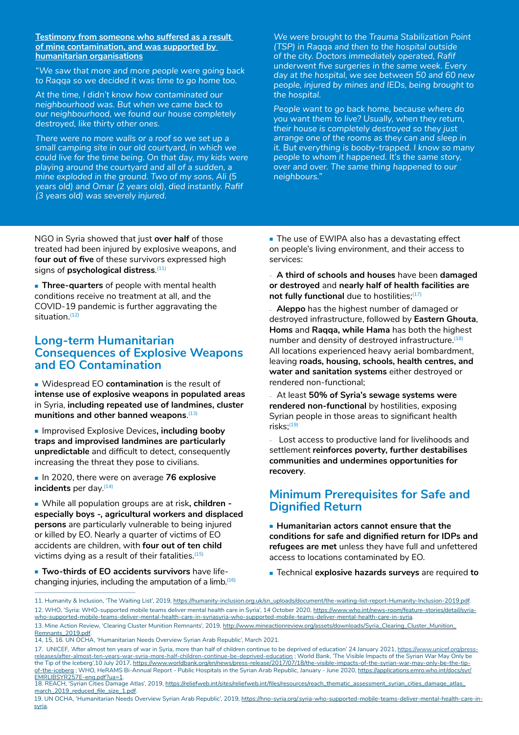**Testimony from someone who suffered as a result of mine contamination, and was supported by humanitarian organisations**

*"We saw that more and more people were going back to Raqqa so we decided it was time to go home too.*

*At the time, I didn't know how contaminated our neighbourhood was. But when we came back to our neighbourhood, we found our house completely destroyed, like thirty other ones.*

*There were no more walls or a roof so we set up a small camping site in our old courtyard, in which we could live for the time being. On that day, my kids were playing around the courtyard and all of a sudden, a mine exploded in the ground. Two of my sons, Ali (5 years old) and Omar (2 years old), died instantly. Rafif (3 years old) was severely injured.*

*We were brought to the Trauma Stabilization Point (TSP) in Raqqa and then to the hospital outside of the city. Doctors immediately operated, Rafif underwent five surgeries in the same week. Every day at the hospital, we see between 50 and 60 new people, injured by mines and IEDs, being brought to the hospital.*

*People want to go back home, because where do you want them to live? Usually, when they return, their house is completely destroyed so they just arrange one of the rooms as they can and sleep in it. But everything is booby-trapped. I know so many people to whom it happened. It's the same story, over and over. The same thing happened to our neighbours."*

NGO in Syria showed that just **over half** of those treated had been injured by explosive weapons, and f**our out of five** of these survivors expressed high signs of **psychological distress**.[11]

- **Three-quarters** of people with mental health conditions receive no treatment at all, and the COVID-19 pandemic is further aggravating the situation.[12]

## Long-term Humanitarian Consequences of Explosive Weapons and EO Contamination

- Widespread EO **contamination** is the result of **intense use of explosive weapons in populated areas** in Syria, **including repeated use of landmines, cluster munitions and other banned weapons**.[13]
- Improvised Explosive Devices**, including booby traps and improvised landmines are particularly unpredictable** and difficult to detect, consequently increasing the threat they pose to civilians.
- In 2020, there were on average **76 explosive incidents** per day.[14]
- While all population groups are at risk**, children - especially boys -, agricultural workers and displaced persons** are particularly vulnerable to being injured or killed by EO. Nearly a quarter of victims of EO accidents are children, with **four out of ten child** victims dying as a result of their fatalities.[15]
- **Two-thirds of EO accidents survivors** have life-changing injuries, including the amputation of a limb.[16]
- The use of EWIPA also has a devastating effect on people's living environment, and their access to services:
  - **A third of schools and houses** have been **damaged or destroyed** and **nearly half of health facilities are not fully functional** due to hostilities;[17]
  - **Aleppo** has the highest number of damaged or destroyed infrastructure, followed by **Eastern Ghouta**, **Homs** and **Raqqa, while Hama** has both the highest number and density of destroyed infrastructure.[18] All locations experienced heavy aerial bombardment, leaving **roads, housing, schools, health centres, and water and sanitation systems** either destroyed or rendered non-functional;
  - At least **50% of Syria's sewage systems were rendered non-functional** by hostilities, exposing Syrian people in those areas to significant health risks;[19]
  - Lost access to productive land for livelihoods and settlement **reinforces poverty, further destabilises communities and undermines opportunities for recovery**.

## Minimum Prerequisites for Safe and Dignified Return

- **Humanitarian actors cannot ensure that the conditions for safe and dignified return for IDPs and refugees are met** unless they have full and unfettered access to locations contaminated by EO.
- Technical **explosive hazards surveys** are required **to**

11. Humanity & Inclusion, 'The Waiting List', 2019, https://humanity-inclusion.org.uk/sn_uploads/document/the-waiting-list-report-Humanity-Inclusion-2019.pdf.
12. WHO, 'Syria: WHO-supported mobile teams deliver mental health care in Syria', 14 October 2020, https://www.who.int/news-room/feature-stories/detail/syria-who-supported-mobile-teams-deliver-mental-health-care-in-syriasyria-who-supported-mobile-teams-deliver-mental-health-care-in-syria.
13. Mine Action Review, 'Clearing Cluster Munition Remnants', 2019, http://www.mineactionreview.org/assets/downloads/Syria_Clearing_Cluster_Munition_Remnants_2019.pdf.
14, 15, 16. UN OCHA, 'Humanitarian Needs Overview Syrian Arab Republic', March 2021.
17. UNICEF, 'After almost ten years of war in Syria, more than half of children continue to be deprived of education' 24 January 2021, https://www.unicef.org/press-releases/after-almost-ten-years-war-syria-more-half-children-continue-be-deprived-education ; World Bank, 'The Visible Impacts of the Syrian War May Only be the Tip of the Iceberg',10 July 2017, https://www.worldbank.org/en/news/press-release/2017/07/18/the-visible-impacts-of-the-syrian-war-may-only-be-the-tip-of-the-iceberg ; WHO, HeRAMS Bi-Annual Report - Public Hospitals in the Syrian Arab Republic, January - June 2020, https://applications.emro.who.int/docs/syr/EMRLIBSYR257E-eng.pdf?ua=1.
18. REACH, 'Syrian Cities Damage Atlas', 2019, https://reliefweb.int/sites/reliefweb.int/files/resources/reach_thematic_assessment_syrian_cities_damage_atlas_march_2019_reduced_file_size_1.pdf.
19. UN OCHA, 'Humanitarian Needs Overview Syrian Arab Republic', 2019, https://hno-syria.org/.syria-who-supported-mobile-teams-deliver-mental-health-care-in-syria.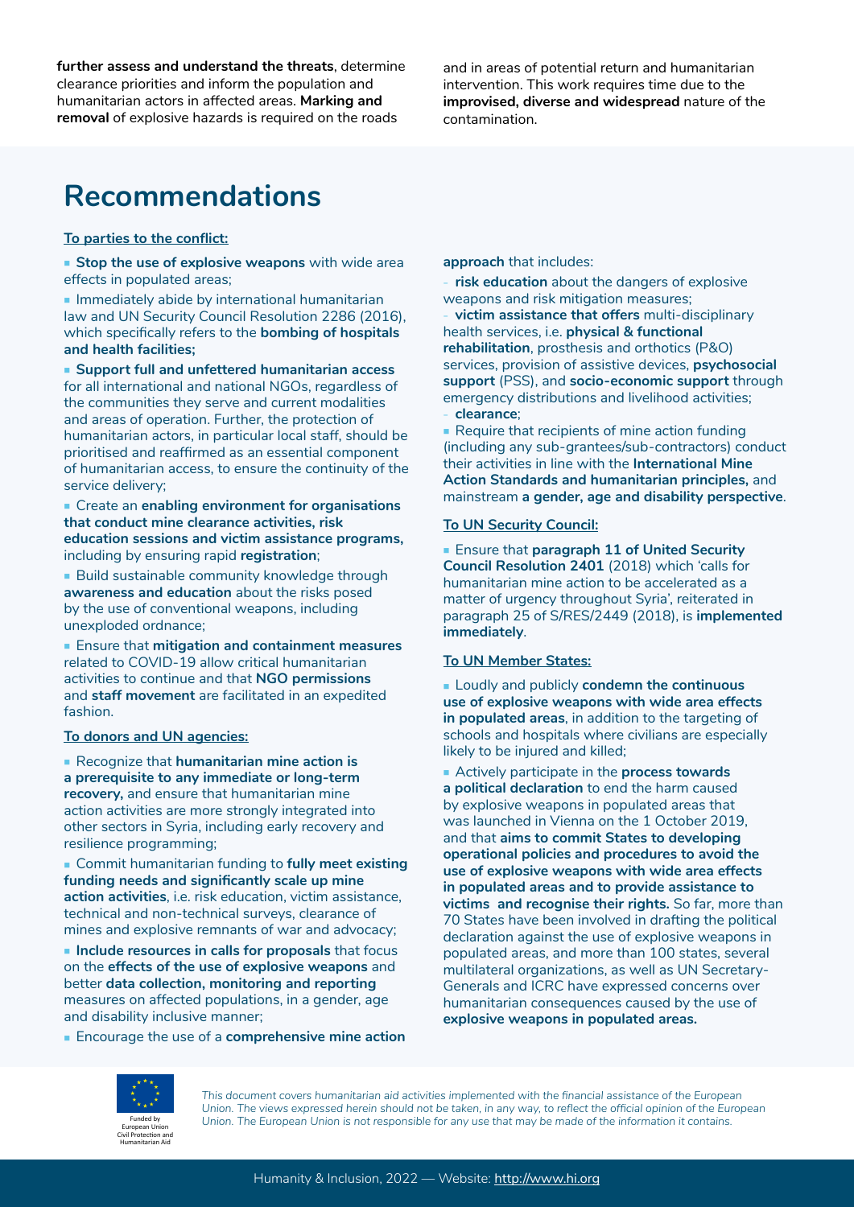**further assess and understand the threats**, determine clearance priorities and inform the population and humanitarian actors in affected areas. **Marking and removal** of explosive hazards is required on the roads and in areas of potential return and humanitarian intervention. This work requires time due to the **improvised, diverse and widespread** nature of the contamination.

# Recommendations

**To parties to the conflict:**

- **Stop the use of explosive weapons** with wide area effects in populated areas;
- Immediately abide by international humanitarian law and UN Security Council Resolution 2286 (2016), which specifically refers to the **bombing of hospitals and health facilities;**
- **Support full and unfettered humanitarian access** for all international and national NGOs, regardless of the communities they serve and current modalities and areas of operation. Further, the protection of humanitarian actors, in particular local staff, should be prioritised and reaffirmed as an essential component of humanitarian access, to ensure the continuity of the service delivery;
- Create an **enabling environment for organisations that conduct mine clearance activities, risk education sessions and victim assistance programs,** including by ensuring rapid **registration**;
- Build sustainable community knowledge through **awareness and education** about the risks posed by the use of conventional weapons, including unexploded ordnance;
- Ensure that **mitigation and containment measures** related to COVID-19 allow critical humanitarian activities to continue and that **NGO permissions** and **staff movement** are facilitated in an expedited fashion.

**To donors and UN agencies:**

- Recognize that **humanitarian mine action is a prerequisite to any immediate or long-term recovery,** and ensure that humanitarian mine action activities are more strongly integrated into other sectors in Syria, including early recovery and resilience programming;
- Commit humanitarian funding to **fully meet existing funding needs and significantly scale up mine action activities**, i.e. risk education, victim assistance, technical and non-technical surveys, clearance of mines and explosive remnants of war and advocacy;
- **Include resources in calls for proposals** that focus on the **effects of the use of explosive weapons** and better **data collection, monitoring and reporting** measures on affected populations, in a gender, age and disability inclusive manner;
- Encourage the use of a **comprehensive mine action approach** that includes:
  - **risk education** about the dangers of explosive weapons and risk mitigation measures;
  - **victim assistance that offers** multi-disciplinary health services, i.e. **physical & functional rehabilitation**, prosthesis and orthotics (P&O) services, provision of assistive devices, **psychosocial support** (PSS), and **socio-economic support** through emergency distributions and livelihood activities;
  - **clearance**;
- Require that recipients of mine action funding (including any sub-grantees/sub-contractors) conduct their activities in line with the **International Mine Action Standards and humanitarian principles,** and mainstream **a gender, age and disability perspective**.

**To UN Security Council:**

- Ensure that **paragraph 11 of United Security Council Resolution 2401** (2018) which 'calls for humanitarian mine action to be accelerated as a matter of urgency throughout Syria', reiterated in paragraph 25 of S/RES/2449 (2018), is **implemented immediately**.

**To UN Member States:**

- Loudly and publicly **condemn the continuous use of explosive weapons with wide area effects in populated areas**, in addition to the targeting of schools and hospitals where civilians are especially likely to be injured and killed;
- Actively participate in the **process towards a political declaration** to end the harm caused by explosive weapons in populated areas that was launched in Vienna on the 1 October 2019, and that **aims to commit States to developing operational policies and procedures to avoid the use of explosive weapons with wide area effects in populated areas and to provide assistance to victims and recognise their rights.** So far, more than 70 States have been involved in drafting the political declaration against the use of explosive weapons in populated areas, and more than 100 states, several multilateral organizations, as well as UN Secretary-Generals and ICRC have expressed concerns over humanitarian consequences caused by the use of **explosive weapons in populated areas.**

Funded by European Union Civil Protection and Humanitarian Aid

*This document covers humanitarian aid activities implemented with the financial assistance of the European Union. The views expressed herein should not be taken, in any way, to reflect the official opinion of the European Union. The European Union is not responsible for any use that may be made of the information it contains.*

Humanity & Inclusion, 2022 — Website: http://www.hi.org